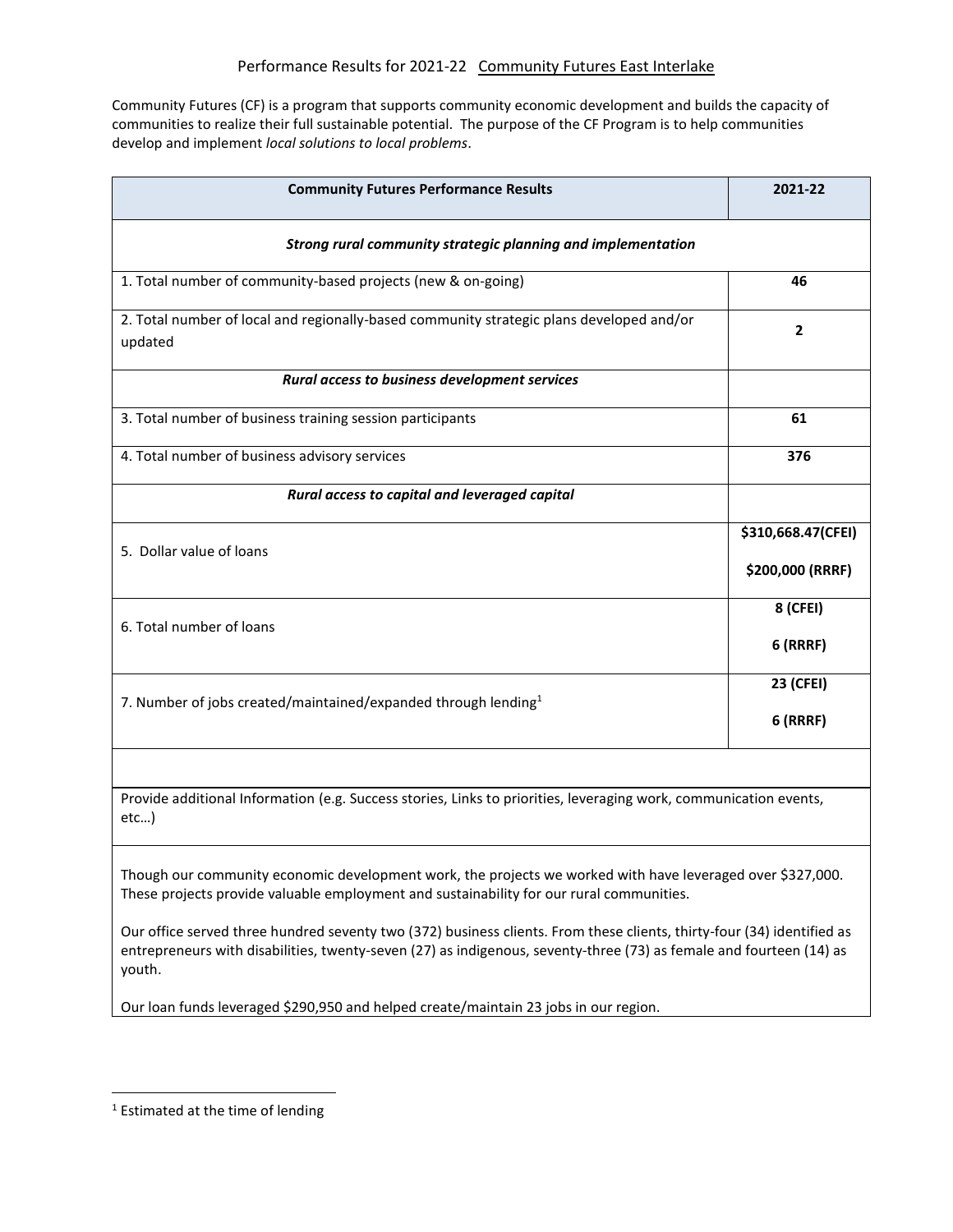# Performance Results for 2021-22 Community Futures East Interlake

Community Futures (CF) is a program that supports community economic development and builds the capacity of communities to realize their full sustainable potential. The purpose of the CF Program is to help communities develop and implement *local solutions to local problems*.

| Community Futures Performance Results | 2021-22 |
|---|---|
| ***Strong rural community strategic planning and implementation*** | |
| 1. Total number of community-based projects (new & on-going) | **46** |
| 2. Total number of local and regionally-based community strategic plans developed and/or updated | **2** |
| ***Rural access to business development services*** | |
| 3. Total number of business training session participants | **61** |
| 4. Total number of business advisory services | **376** |
| ***Rural access to capital and leveraged capital*** | |
| 5. Dollar value of loans | **$310,668.47(CFEI)** **$200,000 (RRRF)** |
| 6. Total number of loans | **8 (CFEI)** **6 (RRRF)** |
| 7. Number of jobs created/maintained/expanded through lending[1] | **23 (CFEI)** **6 (RRRF)** |

Provide additional Information (e.g. Success stories, Links to priorities, leveraging work, communication events, etc…)

Though our community economic development work, the projects we worked with have leveraged over $327,000. These projects provide valuable employment and sustainability for our rural communities.

Our office served three hundred seventy two (372) business clients. From these clients, thirty-four (34) identified as entrepreneurs with disabilities, twenty-seven (27) as indigenous, seventy-three (73) as female and fourteen (14) as youth.

Our loan funds leveraged $290,950 and helped create/maintain 23 jobs in our region.

[1] Estimated at the time of lending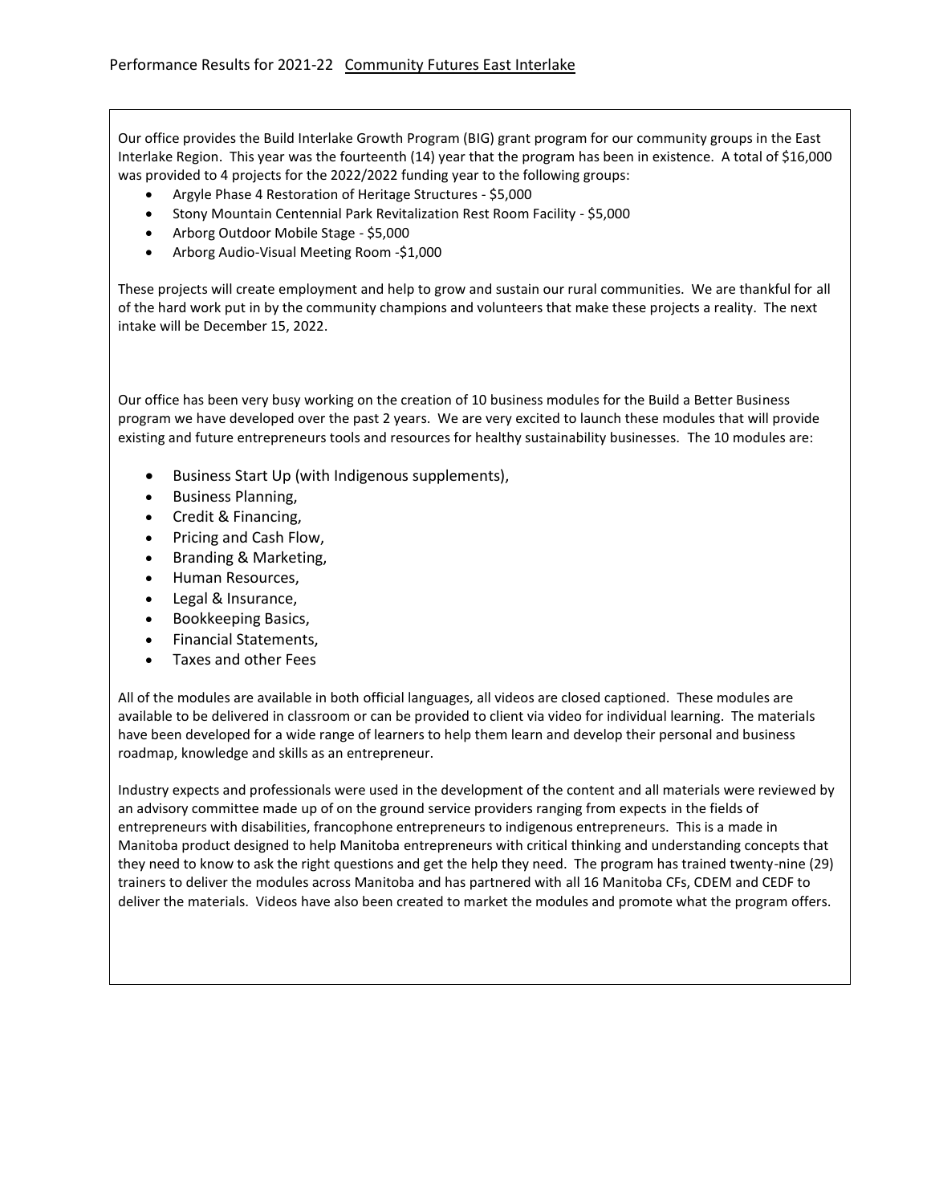Performance Results for 2021-22 Community Futures East Interlake

Our office provides the Build Interlake Growth Program (BIG) grant program for our community groups in the East Interlake Region. This year was the fourteenth (14) year that the program has been in existence. A total of $16,000 was provided to 4 projects for the 2022/2022 funding year to the following groups:

- Argyle Phase 4 Restoration of Heritage Structures - $5,000
- Stony Mountain Centennial Park Revitalization Rest Room Facility - $5,000
- Arborg Outdoor Mobile Stage - $5,000
- Arborg Audio-Visual Meeting Room -$1,000

These projects will create employment and help to grow and sustain our rural communities. We are thankful for all of the hard work put in by the community champions and volunteers that make these projects a reality. The next intake will be December 15, 2022.

Our office has been very busy working on the creation of 10 business modules for the Build a Better Business program we have developed over the past 2 years. We are very excited to launch these modules that will provide existing and future entrepreneurs tools and resources for healthy sustainability businesses. The 10 modules are:

- Business Start Up (with Indigenous supplements),
- Business Planning,
- Credit & Financing,
- Pricing and Cash Flow,
- Branding & Marketing,
- Human Resources,
- Legal & Insurance,
- Bookkeeping Basics,
- Financial Statements,
- Taxes and other Fees

All of the modules are available in both official languages, all videos are closed captioned. These modules are available to be delivered in classroom or can be provided to client via video for individual learning. The materials have been developed for a wide range of learners to help them learn and develop their personal and business roadmap, knowledge and skills as an entrepreneur.

Industry expects and professionals were used in the development of the content and all materials were reviewed by an advisory committee made up of on the ground service providers ranging from expects in the fields of entrepreneurs with disabilities, francophone entrepreneurs to indigenous entrepreneurs. This is a made in Manitoba product designed to help Manitoba entrepreneurs with critical thinking and understanding concepts that they need to know to ask the right questions and get the help they need. The program has trained twenty-nine (29) trainers to deliver the modules across Manitoba and has partnered with all 16 Manitoba CFs, CDEM and CEDF to deliver the materials. Videos have also been created to market the modules and promote what the program offers.